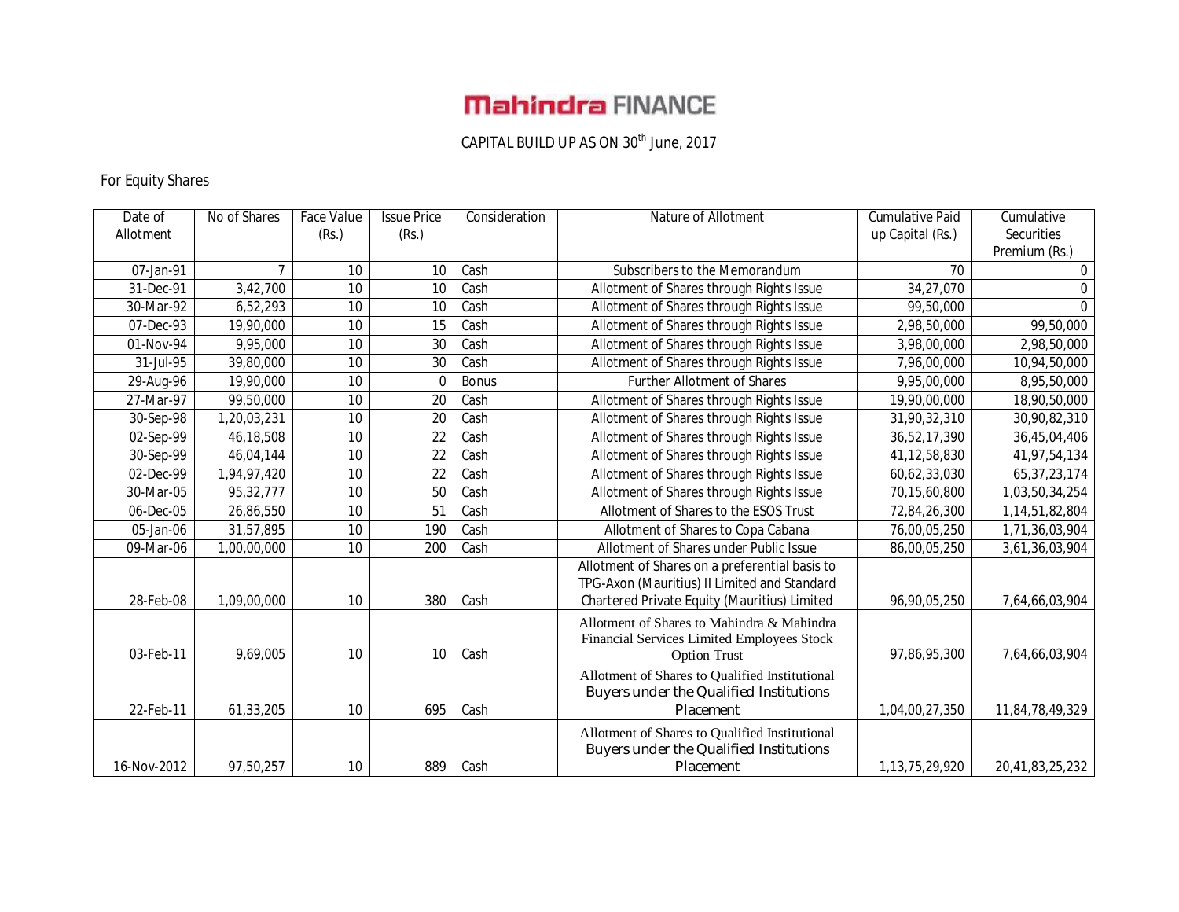# Mahindra FINANCE

CAPITAL BUILD UP AS ON 30th June, 2017

For Equity Shares

| Date of Allotment | No of Shares | Face Value (Rs.) | Issue Price (Rs.) | Consideration | Nature of Allotment | Cumulative Paid up Capital (Rs.) | Cumulative Securities Premium (Rs.) |
|---|---|---|---|---|---|---|---|
| 07-Jan-91 | 7 | 10 | 10 | Cash | Subscribers to the Memorandum | 70 | 0 |
| 31-Dec-91 | 3,42,700 | 10 | 10 | Cash | Allotment of Shares through Rights Issue | 34,27,070 | 0 |
| 30-Mar-92 | 6,52,293 | 10 | 10 | Cash | Allotment of Shares through Rights Issue | 99,50,000 | 0 |
| 07-Dec-93 | 19,90,000 | 10 | 15 | Cash | Allotment of Shares through Rights Issue | 2,98,50,000 | 99,50,000 |
| 01-Nov-94 | 9,95,000 | 10 | 30 | Cash | Allotment of Shares through Rights Issue | 3,98,00,000 | 2,98,50,000 |
| 31-Jul-95 | 39,80,000 | 10 | 30 | Cash | Allotment of Shares through Rights Issue | 7,96,00,000 | 10,94,50,000 |
| 29-Aug-96 | 19,90,000 | 10 | 0 | Bonus | Further Allotment of Shares | 9,95,00,000 | 8,95,50,000 |
| 27-Mar-97 | 99,50,000 | 10 | 20 | Cash | Allotment of Shares through Rights Issue | 19,90,00,000 | 18,90,50,000 |
| 30-Sep-98 | 1,20,03,231 | 10 | 20 | Cash | Allotment of Shares through Rights Issue | 31,90,32,310 | 30,90,82,310 |
| 02-Sep-99 | 46,18,508 | 10 | 22 | Cash | Allotment of Shares through Rights Issue | 36,52,17,390 | 36,45,04,406 |
| 30-Sep-99 | 46,04,144 | 10 | 22 | Cash | Allotment of Shares through Rights Issue | 41,12,58,830 | 41,97,54,134 |
| 02-Dec-99 | 1,94,97,420 | 10 | 22 | Cash | Allotment of Shares through Rights Issue | 60,62,33,030 | 65,37,23,174 |
| 30-Mar-05 | 95,32,777 | 10 | 50 | Cash | Allotment of Shares through Rights Issue | 70,15,60,800 | 1,03,50,34,254 |
| 06-Dec-05 | 26,86,550 | 10 | 51 | Cash | Allotment of Shares to the ESOS Trust | 72,84,26,300 | 1,14,51,82,804 |
| 05-Jan-06 | 31,57,895 | 10 | 190 | Cash | Allotment of Shares to Copa Cabana | 76,00,05,250 | 1,71,36,03,904 |
| 09-Mar-06 | 1,00,00,000 | 10 | 200 | Cash | Allotment of Shares under Public Issue | 86,00,05,250 | 3,61,36,03,904 |
| 28-Feb-08 | 1,09,00,000 | 10 | 380 | Cash | Allotment of Shares on a preferential basis to TPG-Axon (Mauritius) II Limited and Standard Chartered Private Equity (Mauritius) Limited | 96,90,05,250 | 7,64,66,03,904 |
| 03-Feb-11 | 9,69,005 | 10 | 10 | Cash | Allotment of Shares to Mahindra & Mahindra Financial Services Limited Employees Stock Option Trust | 97,86,95,300 | 7,64,66,03,904 |
| 22-Feb-11 | 61,33,205 | 10 | 695 | Cash | Allotment of Shares to Qualified Institutional Buyers under the Qualified Institutions Placement | 1,04,00,27,350 | 11,84,78,49,329 |
| 16-Nov-2012 | 97,50,257 | 10 | 889 | Cash | Allotment of Shares to Qualified Institutional Buyers under the Qualified Institutions Placement | 1,13,75,29,920 | 20,41,83,25,232 |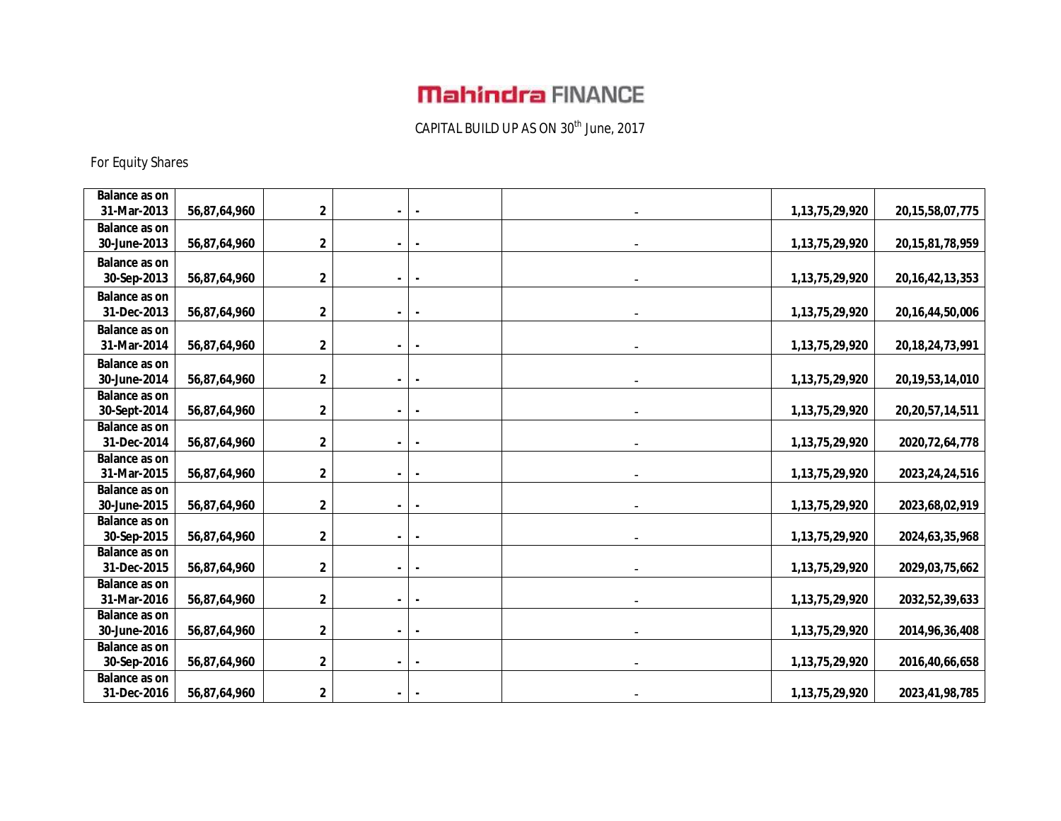# Mahindra FINANCE

CAPITAL BUILD UP AS ON 30th June, 2017

For Equity Shares

| | | | | | | | |
|---|---|---|---|---|---|---|---|
| **Balance as on 31-Mar-2013** | **56,87,64,960** | **2** | **-** | **-** | - | **1,13,75,29,920** | **20,15,58,07,775** |
| **Balance as on 30-June-2013** | **56,87,64,960** | **2** | **-** | **-** | - | **1,13,75,29,920** | **20,15,81,78,959** |
| **Balance as on 30-Sep-2013** | **56,87,64,960** | **2** | **-** | **-** | - | **1,13,75,29,920** | **20,16,42,13,353** |
| **Balance as on 31-Dec-2013** | **56,87,64,960** | **2** | **-** | **-** | - | **1,13,75,29,920** | **20,16,44,50,006** |
| **Balance as on 31-Mar-2014** | **56,87,64,960** | **2** | **-** | **-** | - | **1,13,75,29,920** | **20,18,24,73,991** |
| **Balance as on 30-June-2014** | **56,87,64,960** | **2** | **-** | **-** | - | **1,13,75,29,920** | **20,19,53,14,010** |
| **Balance as on 30-Sept-2014** | **56,87,64,960** | **2** | **-** | **-** | - | **1,13,75,29,920** | **20,20,57,14,511** |
| **Balance as on 31-Dec-2014** | **56,87,64,960** | **2** | **-** | **-** | - | **1,13,75,29,920** | **2020,72,64,778** |
| **Balance as on 31-Mar-2015** | **56,87,64,960** | **2** | **-** | **-** | - | **1,13,75,29,920** | **2023,24,24,516** |
| **Balance as on 30-June-2015** | **56,87,64,960** | **2** | **-** | **-** | - | **1,13,75,29,920** | **2023,68,02,919** |
| **Balance as on 30-Sep-2015** | **56,87,64,960** | **2** | **-** | **-** | - | **1,13,75,29,920** | **2024,63,35,968** |
| **Balance as on 31-Dec-2015** | **56,87,64,960** | **2** | **-** | **-** | - | **1,13,75,29,920** | **2029,03,75,662** |
| **Balance as on 31-Mar-2016** | **56,87,64,960** | **2** | **-** | **-** | - | **1,13,75,29,920** | **2032,52,39,633** |
| **Balance as on 30-June-2016** | **56,87,64,960** | **2** | **-** | **-** | - | **1,13,75,29,920** | **2014,96,36,408** |
| **Balance as on 30-Sep-2016** | **56,87,64,960** | **2** | **-** | **-** | - | **1,13,75,29,920** | **2016,40,66,658** |
| **Balance as on 31-Dec-2016** | **56,87,64,960** | **2** | **-** | **-** | - | **1,13,75,29,920** | **2023,41,98,785** |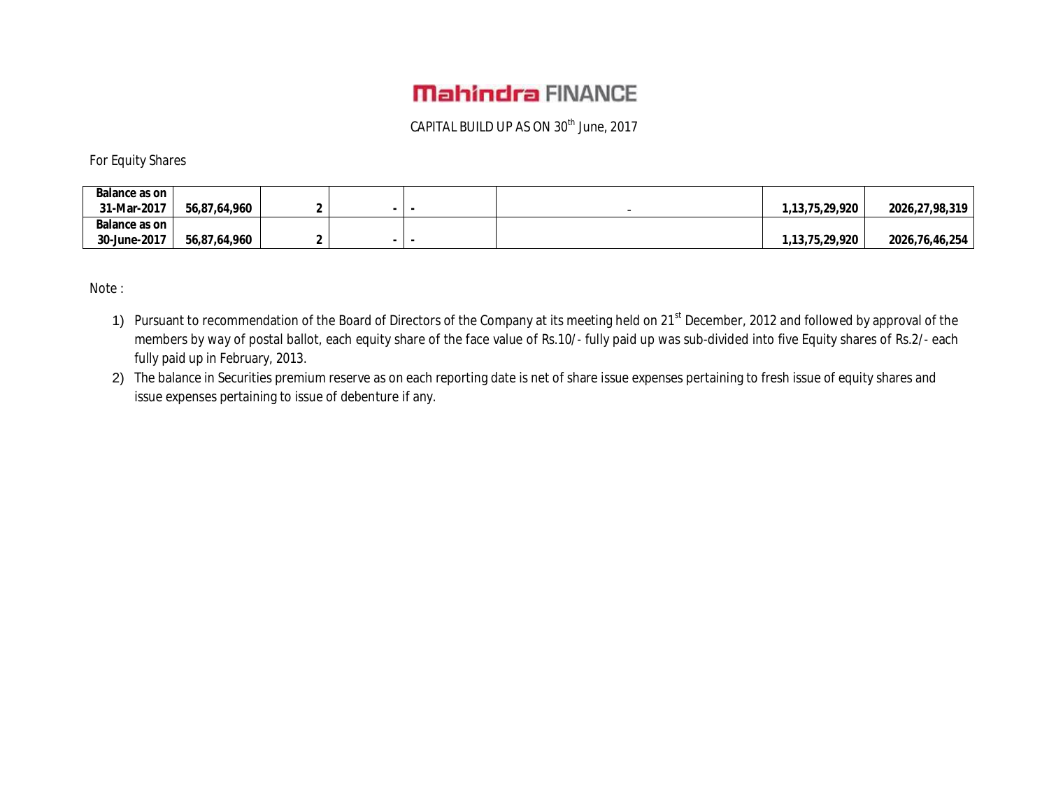Mahindra FINANCE

CAPITAL BUILD UP AS ON 30th June, 2017

For Equity Shares

| | | | | | | | |
|---|---|---|---|---|---|---|---|
| **Balance as on 31-Mar-2017** | **56,87,64,960** | **2** | **-** | **-** | - | **1,13,75,29,920** | **2026,27,98,319** |
| **Balance as on 30-June-2017** | **56,87,64,960** | **2** | **-** | **-** | | **1,13,75,29,920** | **2026,76,46,254** |

Note :

1) Pursuant to recommendation of the Board of Directors of the Company at its meeting held on 21st December, 2012 and followed by approval of the members by way of postal ballot, each equity share of the face value of Rs.10/- fully paid up was sub-divided into five Equity shares of Rs.2/- each fully paid up in February, 2013.
2) The balance in Securities premium reserve as on each reporting date is net of share issue expenses pertaining to fresh issue of equity shares and issue expenses pertaining to issue of debenture if any.